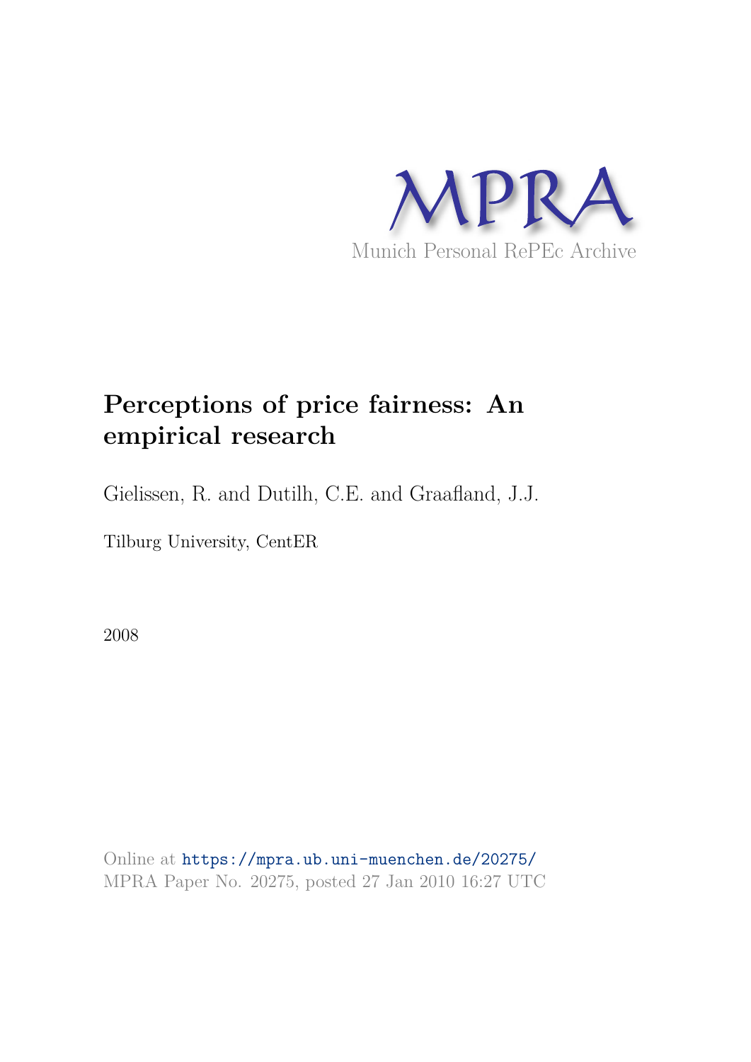MPRA

Munich Personal RePEc Archive

# Perceptions of price fairness: An empirical research

Gielissen, R. and Dutilh, C.E. and Graafland, J.J.

Tilburg University, CentER

2008

Online at https://mpra.ub.uni-muenchen.de/20275/
MPRA Paper No. 20275, posted 27 Jan 2010 16:27 UTC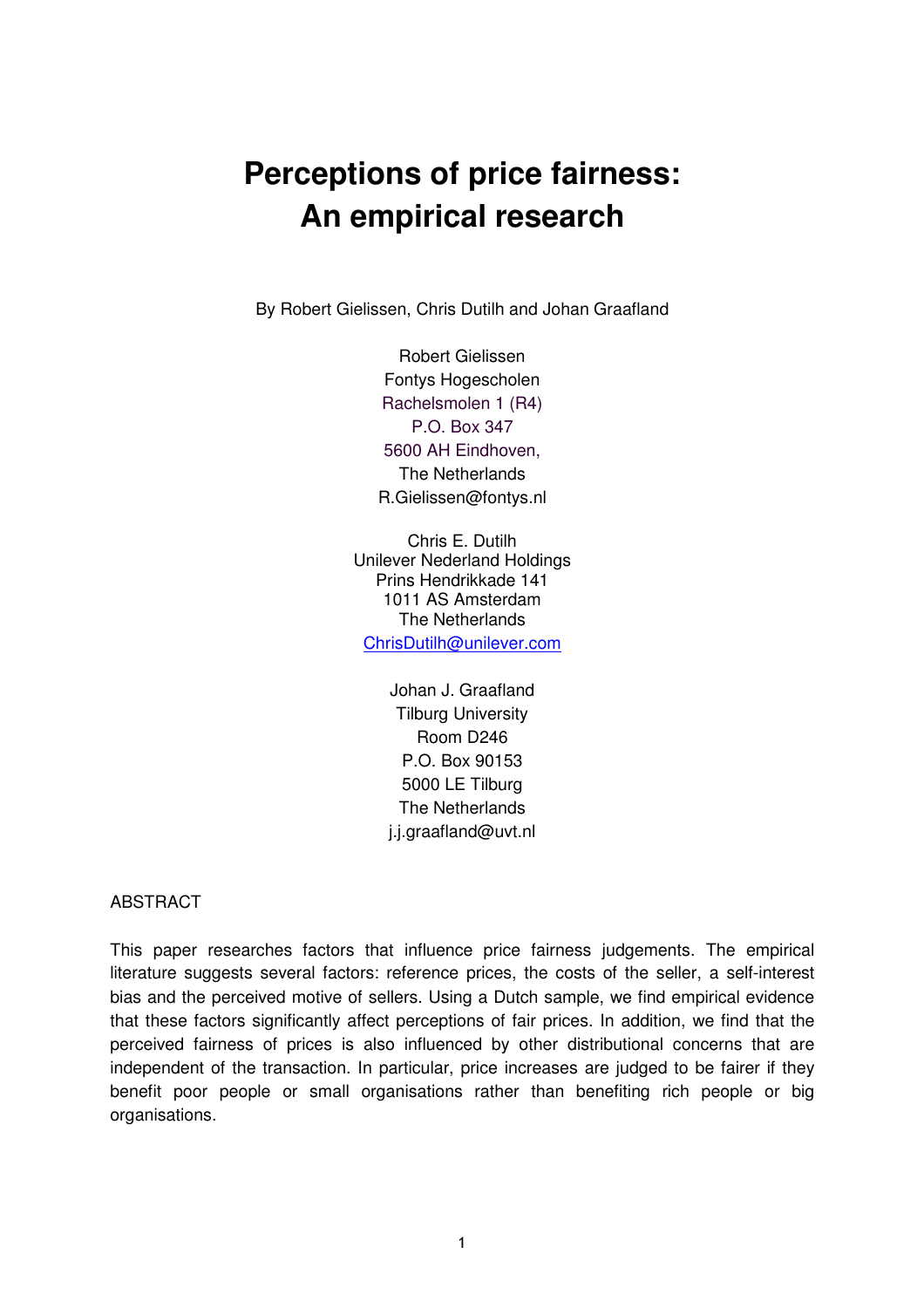# Perceptions of price fairness: An empirical research

By Robert Gielissen, Chris Dutilh and Johan Graafland

Robert Gielissen
Fontys Hogescholen
Rachelsmolen 1 (R4)
P.O. Box 347
5600 AH Eindhoven,
The Netherlands
R.Gielissen@fontys.nl

Chris E. Dutilh
Unilever Nederland Holdings
Prins Hendrikkade 141
1011 AS Amsterdam
The Netherlands
ChrisDutilh@unilever.com

Johan J. Graafland
Tilburg University
Room D246
P.O. Box 90153
5000 LE Tilburg
The Netherlands
j.j.graafland@uvt.nl

ABSTRACT

This paper researches factors that influence price fairness judgements. The empirical literature suggests several factors: reference prices, the costs of the seller, a self-interest bias and the perceived motive of sellers. Using a Dutch sample, we find empirical evidence that these factors significantly affect perceptions of fair prices. In addition, we find that the perceived fairness of prices is also influenced by other distributional concerns that are independent of the transaction. In particular, price increases are judged to be fairer if they benefit poor people or small organisations rather than benefiting rich people or big organisations.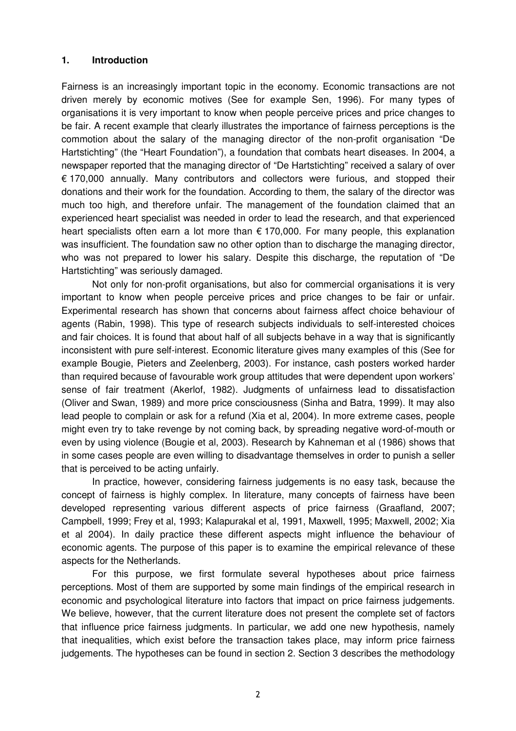## 1. Introduction

Fairness is an increasingly important topic in the economy. Economic transactions are not driven merely by economic motives (See for example Sen, 1996). For many types of organisations it is very important to know when people perceive prices and price changes to be fair. A recent example that clearly illustrates the importance of fairness perceptions is the commotion about the salary of the managing director of the non-profit organisation "De Hartstichting" (the "Heart Foundation"), a foundation that combats heart diseases. In 2004, a newspaper reported that the managing director of "De Hartstichting" received a salary of over € 170,000 annually. Many contributors and collectors were furious, and stopped their donations and their work for the foundation. According to them, the salary of the director was much too high, and therefore unfair. The management of the foundation claimed that an experienced heart specialist was needed in order to lead the research, and that experienced heart specialists often earn a lot more than € 170,000. For many people, this explanation was insufficient. The foundation saw no other option than to discharge the managing director, who was not prepared to lower his salary. Despite this discharge, the reputation of "De Hartstichting" was seriously damaged.

Not only for non-profit organisations, but also for commercial organisations it is very important to know when people perceive prices and price changes to be fair or unfair. Experimental research has shown that concerns about fairness affect choice behaviour of agents (Rabin, 1998). This type of research subjects individuals to self-interested choices and fair choices. It is found that about half of all subjects behave in a way that is significantly inconsistent with pure self-interest. Economic literature gives many examples of this (See for example Bougie, Pieters and Zeelenberg, 2003). For instance, cash posters worked harder than required because of favourable work group attitudes that were dependent upon workers' sense of fair treatment (Akerlof, 1982). Judgments of unfairness lead to dissatisfaction (Oliver and Swan, 1989) and more price consciousness (Sinha and Batra, 1999). It may also lead people to complain or ask for a refund (Xia et al, 2004). In more extreme cases, people might even try to take revenge by not coming back, by spreading negative word-of-mouth or even by using violence (Bougie et al, 2003). Research by Kahneman et al (1986) shows that in some cases people are even willing to disadvantage themselves in order to punish a seller that is perceived to be acting unfairly.

In practice, however, considering fairness judgements is no easy task, because the concept of fairness is highly complex. In literature, many concepts of fairness have been developed representing various different aspects of price fairness (Graafland, 2007; Campbell, 1999; Frey et al, 1993; Kalapurakal et al, 1991, Maxwell, 1995; Maxwell, 2002; Xia et al 2004). In daily practice these different aspects might influence the behaviour of economic agents. The purpose of this paper is to examine the empirical relevance of these aspects for the Netherlands.

For this purpose, we first formulate several hypotheses about price fairness perceptions. Most of them are supported by some main findings of the empirical research in economic and psychological literature into factors that impact on price fairness judgements. We believe, however, that the current literature does not present the complete set of factors that influence price fairness judgments. In particular, we add one new hypothesis, namely that inequalities, which exist before the transaction takes place, may inform price fairness judgements. The hypotheses can be found in section 2. Section 3 describes the methodology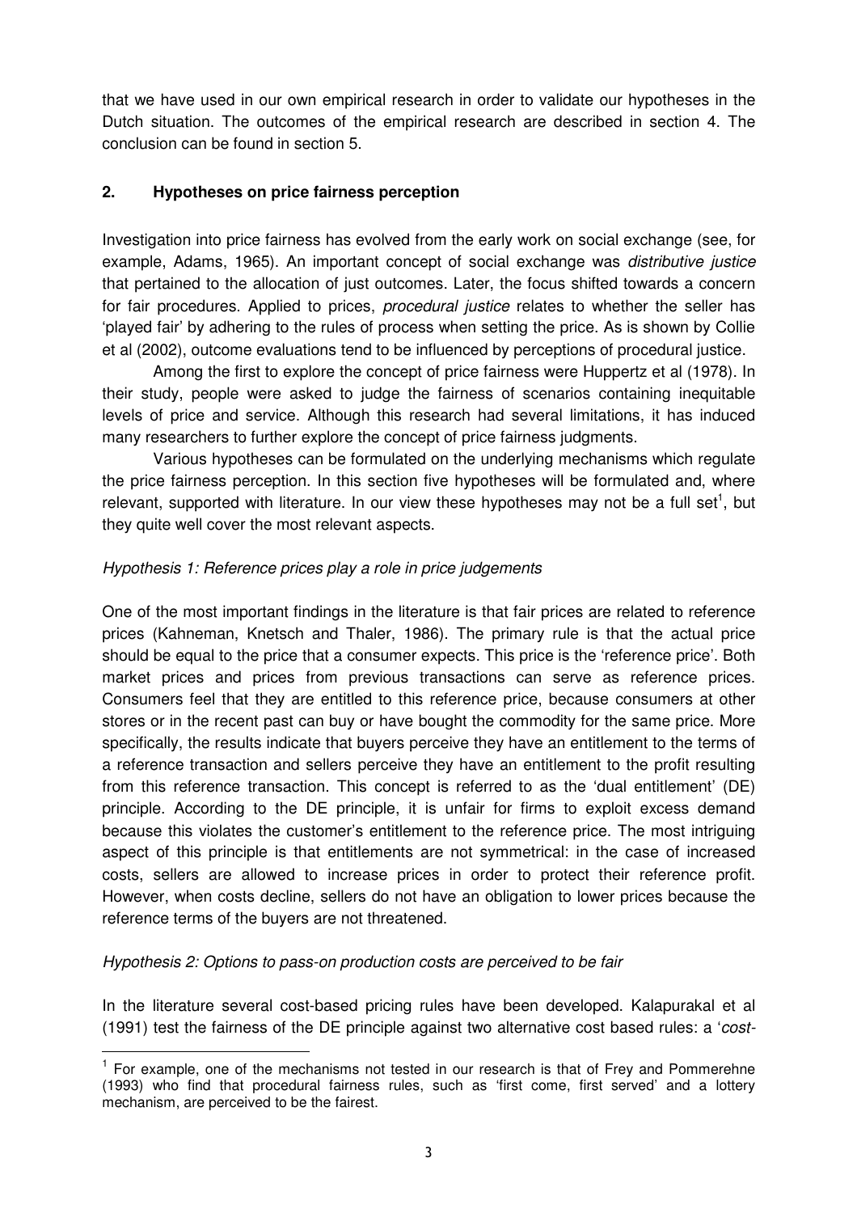that we have used in our own empirical research in order to validate our hypotheses in the Dutch situation. The outcomes of the empirical research are described in section 4. The conclusion can be found in section 5.

## 2. Hypotheses on price fairness perception

Investigation into price fairness has evolved from the early work on social exchange (see, for example, Adams, 1965). An important concept of social exchange was *distributive justice* that pertained to the allocation of just outcomes. Later, the focus shifted towards a concern for fair procedures. Applied to prices, *procedural justice* relates to whether the seller has 'played fair' by adhering to the rules of process when setting the price. As is shown by Collie et al (2002), outcome evaluations tend to be influenced by perceptions of procedural justice.

Among the first to explore the concept of price fairness were Huppertz et al (1978). In their study, people were asked to judge the fairness of scenarios containing inequitable levels of price and service. Although this research had several limitations, it has induced many researchers to further explore the concept of price fairness judgments.

Various hypotheses can be formulated on the underlying mechanisms which regulate the price fairness perception. In this section five hypotheses will be formulated and, where relevant, supported with literature. In our view these hypotheses may not be a full set[1], but they quite well cover the most relevant aspects.

*Hypothesis 1: Reference prices play a role in price judgements*

One of the most important findings in the literature is that fair prices are related to reference prices (Kahneman, Knetsch and Thaler, 1986). The primary rule is that the actual price should be equal to the price that a consumer expects. This price is the 'reference price'. Both market prices and prices from previous transactions can serve as reference prices. Consumers feel that they are entitled to this reference price, because consumers at other stores or in the recent past can buy or have bought the commodity for the same price. More specifically, the results indicate that buyers perceive they have an entitlement to the terms of a reference transaction and sellers perceive they have an entitlement to the profit resulting from this reference transaction. This concept is referred to as the 'dual entitlement' (DE) principle. According to the DE principle, it is unfair for firms to exploit excess demand because this violates the customer's entitlement to the reference price. The most intriguing aspect of this principle is that entitlements are not symmetrical: in the case of increased costs, sellers are allowed to increase prices in order to protect their reference profit. However, when costs decline, sellers do not have an obligation to lower prices because the reference terms of the buyers are not threatened.

*Hypothesis 2: Options to pass-on production costs are perceived to be fair*

In the literature several cost-based pricing rules have been developed. Kalapurakal et al (1991) test the fairness of the DE principle against two alternative cost based rules: a '*cost-*

[1] For example, one of the mechanisms not tested in our research is that of Frey and Pommerehne (1993) who find that procedural fairness rules, such as 'first come, first served' and a lottery mechanism, are perceived to be the fairest.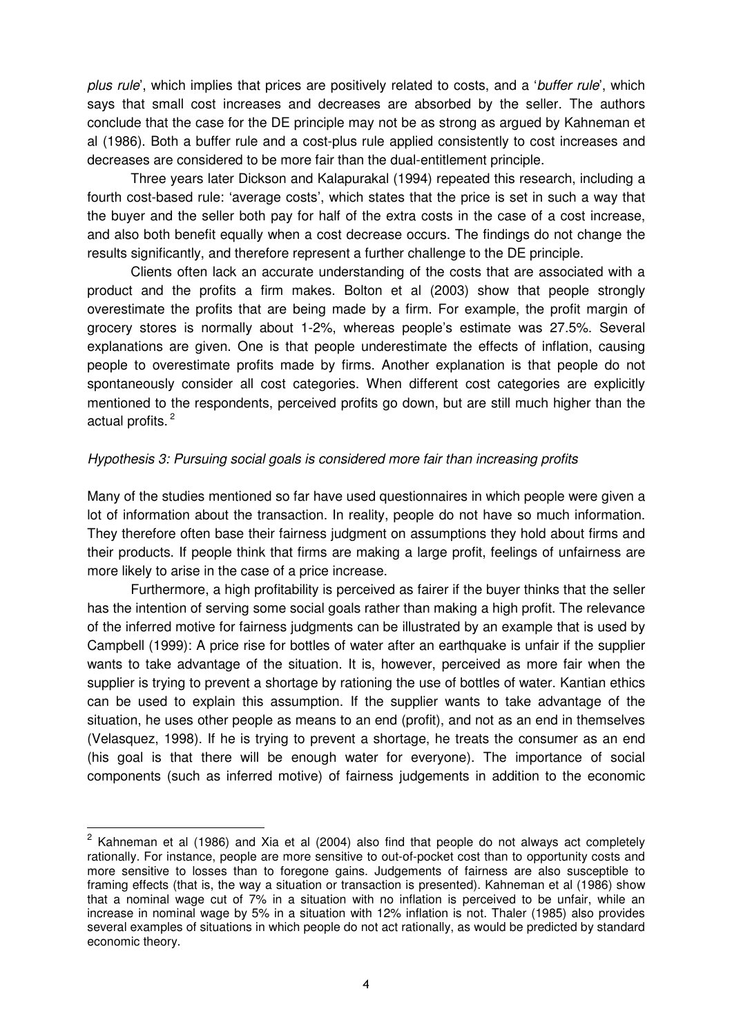*plus rule*', which implies that prices are positively related to costs, and a '*buffer rule*', which says that small cost increases and decreases are absorbed by the seller. The authors conclude that the case for the DE principle may not be as strong as argued by Kahneman et al (1986). Both a buffer rule and a cost-plus rule applied consistently to cost increases and decreases are considered to be more fair than the dual-entitlement principle.

Three years later Dickson and Kalapurakal (1994) repeated this research, including a fourth cost-based rule: 'average costs', which states that the price is set in such a way that the buyer and the seller both pay for half of the extra costs in the case of a cost increase, and also both benefit equally when a cost decrease occurs. The findings do not change the results significantly, and therefore represent a further challenge to the DE principle.

Clients often lack an accurate understanding of the costs that are associated with a product and the profits a firm makes. Bolton et al (2003) show that people strongly overestimate the profits that are being made by a firm. For example, the profit margin of grocery stores is normally about 1-2%, whereas people's estimate was 27.5%. Several explanations are given. One is that people underestimate the effects of inflation, causing people to overestimate profits made by firms. Another explanation is that people do not spontaneously consider all cost categories. When different cost categories are explicitly mentioned to the respondents, perceived profits go down, but are still much higher than the actual profits. [2]

*Hypothesis 3: Pursuing social goals is considered more fair than increasing profits*

Many of the studies mentioned so far have used questionnaires in which people were given a lot of information about the transaction. In reality, people do not have so much information. They therefore often base their fairness judgment on assumptions they hold about firms and their products. If people think that firms are making a large profit, feelings of unfairness are more likely to arise in the case of a price increase.

Furthermore, a high profitability is perceived as fairer if the buyer thinks that the seller has the intention of serving some social goals rather than making a high profit. The relevance of the inferred motive for fairness judgments can be illustrated by an example that is used by Campbell (1999): A price rise for bottles of water after an earthquake is unfair if the supplier wants to take advantage of the situation. It is, however, perceived as more fair when the supplier is trying to prevent a shortage by rationing the use of bottles of water. Kantian ethics can be used to explain this assumption. If the supplier wants to take advantage of the situation, he uses other people as means to an end (profit), and not as an end in themselves (Velasquez, 1998). If he is trying to prevent a shortage, he treats the consumer as an end (his goal is that there will be enough water for everyone). The importance of social components (such as inferred motive) of fairness judgements in addition to the economic

---

[2] Kahneman et al (1986) and Xia et al (2004) also find that people do not always act completely rationally. For instance, people are more sensitive to out-of-pocket cost than to opportunity costs and more sensitive to losses than to foregone gains. Judgements of fairness are also susceptible to framing effects (that is, the way a situation or transaction is presented). Kahneman et al (1986) show that a nominal wage cut of 7% in a situation with no inflation is perceived to be unfair, while an increase in nominal wage by 5% in a situation with 12% inflation is not. Thaler (1985) also provides several examples of situations in which people do not act rationally, as would be predicted by standard economic theory.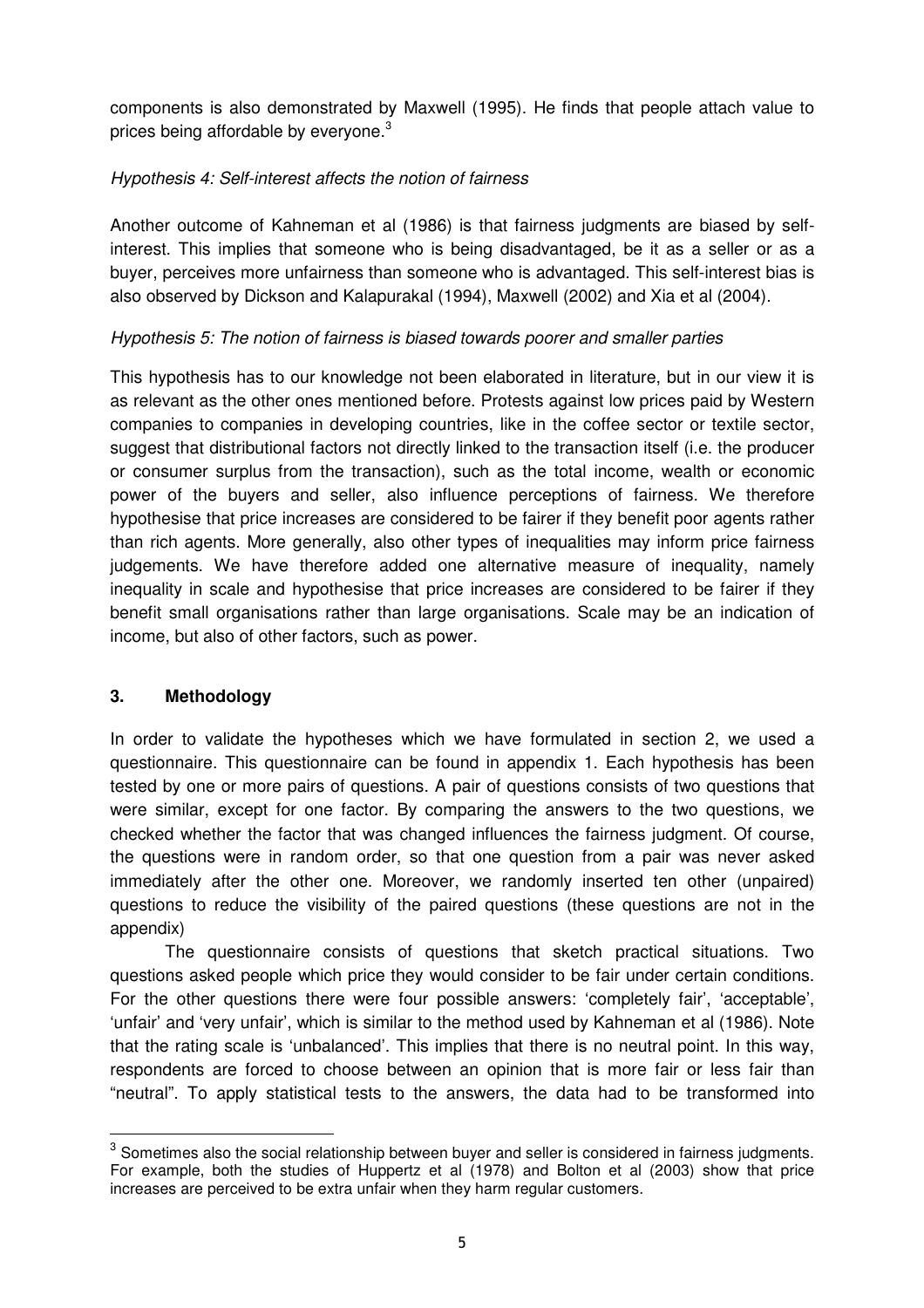components is also demonstrated by Maxwell (1995). He finds that people attach value to prices being affordable by everyone.[3]

*Hypothesis 4: Self-interest affects the notion of fairness*

Another outcome of Kahneman et al (1986) is that fairness judgments are biased by self-interest. This implies that someone who is being disadvantaged, be it as a seller or as a buyer, perceives more unfairness than someone who is advantaged. This self-interest bias is also observed by Dickson and Kalapurakal (1994), Maxwell (2002) and Xia et al (2004).

*Hypothesis 5: The notion of fairness is biased towards poorer and smaller parties*

This hypothesis has to our knowledge not been elaborated in literature, but in our view it is as relevant as the other ones mentioned before. Protests against low prices paid by Western companies to companies in developing countries, like in the coffee sector or textile sector, suggest that distributional factors not directly linked to the transaction itself (i.e. the producer or consumer surplus from the transaction), such as the total income, wealth or economic power of the buyers and seller, also influence perceptions of fairness. We therefore hypothesise that price increases are considered to be fairer if they benefit poor agents rather than rich agents. More generally, also other types of inequalities may inform price fairness judgements. We have therefore added one alternative measure of inequality, namely inequality in scale and hypothesise that price increases are considered to be fairer if they benefit small organisations rather than large organisations. Scale may be an indication of income, but also of other factors, such as power.

## 3. Methodology

In order to validate the hypotheses which we have formulated in section 2, we used a questionnaire. This questionnaire can be found in appendix 1. Each hypothesis has been tested by one or more pairs of questions. A pair of questions consists of two questions that were similar, except for one factor. By comparing the answers to the two questions, we checked whether the factor that was changed influences the fairness judgment. Of course, the questions were in random order, so that one question from a pair was never asked immediately after the other one. Moreover, we randomly inserted ten other (unpaired) questions to reduce the visibility of the paired questions (these questions are not in the appendix)

The questionnaire consists of questions that sketch practical situations. Two questions asked people which price they would consider to be fair under certain conditions. For the other questions there were four possible answers: 'completely fair', 'acceptable', 'unfair' and 'very unfair', which is similar to the method used by Kahneman et al (1986). Note that the rating scale is 'unbalanced'. This implies that there is no neutral point. In this way, respondents are forced to choose between an opinion that is more fair or less fair than "neutral". To apply statistical tests to the answers, the data had to be transformed into

[3] Sometimes also the social relationship between buyer and seller is considered in fairness judgments. For example, both the studies of Huppertz et al (1978) and Bolton et al (2003) show that price increases are perceived to be extra unfair when they harm regular customers.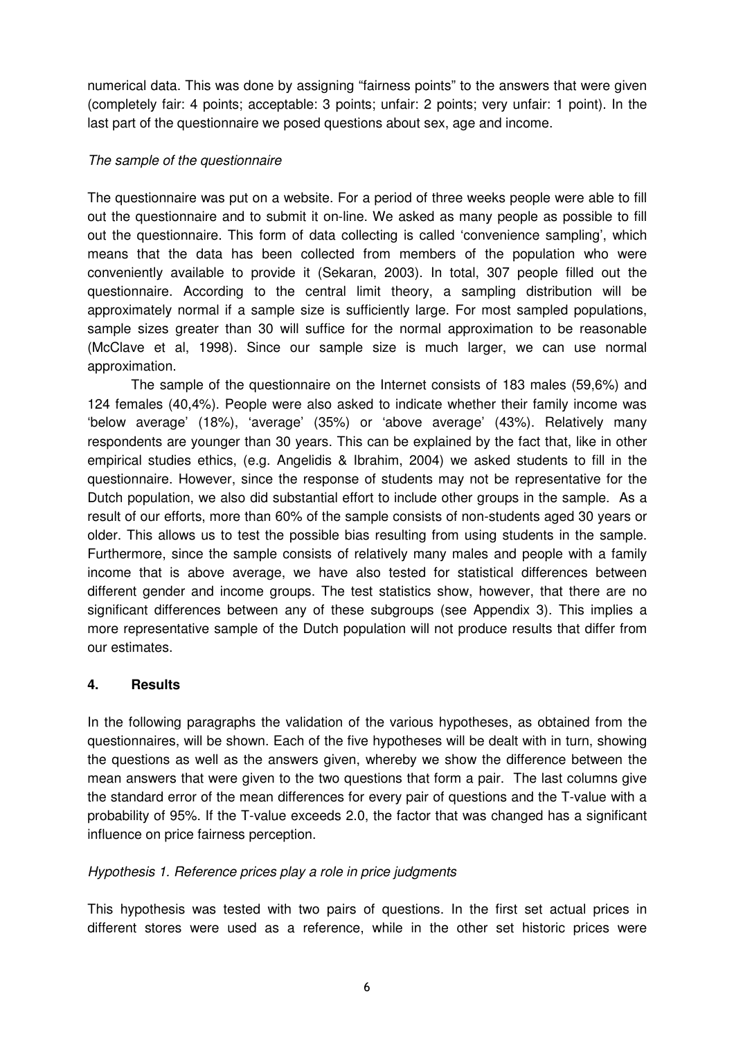numerical data. This was done by assigning "fairness points" to the answers that were given (completely fair: 4 points; acceptable: 3 points; unfair: 2 points; very unfair: 1 point). In the last part of the questionnaire we posed questions about sex, age and income.

*The sample of the questionnaire*

The questionnaire was put on a website. For a period of three weeks people were able to fill out the questionnaire and to submit it on-line. We asked as many people as possible to fill out the questionnaire. This form of data collecting is called 'convenience sampling', which means that the data has been collected from members of the population who were conveniently available to provide it (Sekaran, 2003). In total, 307 people filled out the questionnaire. According to the central limit theory, a sampling distribution will be approximately normal if a sample size is sufficiently large. For most sampled populations, sample sizes greater than 30 will suffice for the normal approximation to be reasonable (McClave et al, 1998). Since our sample size is much larger, we can use normal approximation.

The sample of the questionnaire on the Internet consists of 183 males (59,6%) and 124 females (40,4%). People were also asked to indicate whether their family income was 'below average' (18%), 'average' (35%) or 'above average' (43%). Relatively many respondents are younger than 30 years. This can be explained by the fact that, like in other empirical studies ethics, (e.g. Angelidis & Ibrahim, 2004) we asked students to fill in the questionnaire. However, since the response of students may not be representative for the Dutch population, we also did substantial effort to include other groups in the sample. As a result of our efforts, more than 60% of the sample consists of non-students aged 30 years or older. This allows us to test the possible bias resulting from using students in the sample. Furthermore, since the sample consists of relatively many males and people with a family income that is above average, we have also tested for statistical differences between different gender and income groups. The test statistics show, however, that there are no significant differences between any of these subgroups (see Appendix 3). This implies a more representative sample of the Dutch population will not produce results that differ from our estimates.

## 4. Results

In the following paragraphs the validation of the various hypotheses, as obtained from the questionnaires, will be shown. Each of the five hypotheses will be dealt with in turn, showing the questions as well as the answers given, whereby we show the difference between the mean answers that were given to the two questions that form a pair. The last columns give the standard error of the mean differences for every pair of questions and the T-value with a probability of 95%. If the T-value exceeds 2.0, the factor that was changed has a significant influence on price fairness perception.

*Hypothesis 1. Reference prices play a role in price judgments*

This hypothesis was tested with two pairs of questions. In the first set actual prices in different stores were used as a reference, while in the other set historic prices were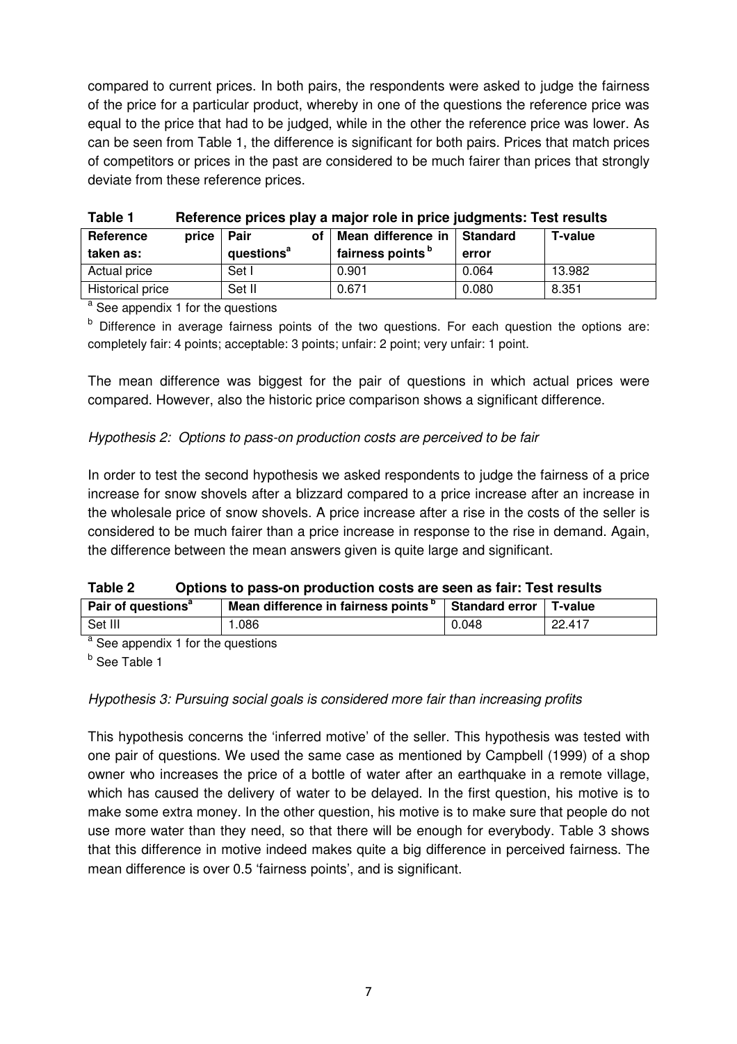compared to current prices. In both pairs, the respondents were asked to judge the fairness of the price for a particular product, whereby in one of the questions the reference price was equal to the price that had to be judged, while in the other the reference price was lower. As can be seen from Table 1, the difference is significant for both pairs. Prices that match prices of competitors or prices in the past are considered to be much fairer than prices that strongly deviate from these reference prices.

**Table 1 Reference prices play a major role in price judgments: Test results**

| Reference price taken as: | Pair of questions[a] | Mean difference in fairness points[b] | Standard error | T-value |
|---|---|---|---|---|
| Actual price | Set I | 0.901 | 0.064 | 13.982 |
| Historical price | Set II | 0.671 | 0.080 | 8.351 |

[a] See appendix 1 for the questions

[b] Difference in average fairness points of the two questions. For each question the options are: completely fair: 4 points; acceptable: 3 points; unfair: 2 point; very unfair: 1 point.

The mean difference was biggest for the pair of questions in which actual prices were compared. However, also the historic price comparison shows a significant difference.

*Hypothesis 2: Options to pass-on production costs are perceived to be fair*

In order to test the second hypothesis we asked respondents to judge the fairness of a price increase for snow shovels after a blizzard compared to a price increase after an increase in the wholesale price of snow shovels. A price increase after a rise in the costs of the seller is considered to be much fairer than a price increase in response to the rise in demand. Again, the difference between the mean answers given is quite large and significant.

**Table 2 Options to pass-on production costs are seen as fair: Test results**

| Pair of questions[a] | Mean difference in fairness points[b] | Standard error | T-value |
|---|---|---|---|
| Set III | 1.086 | 0.048 | 22.417 |

[a] See appendix 1 for the questions

[b] See Table 1

*Hypothesis 3: Pursuing social goals is considered more fair than increasing profits*

This hypothesis concerns the 'inferred motive' of the seller. This hypothesis was tested with one pair of questions. We used the same case as mentioned by Campbell (1999) of a shop owner who increases the price of a bottle of water after an earthquake in a remote village, which has caused the delivery of water to be delayed. In the first question, his motive is to make some extra money. In the other question, his motive is to make sure that people do not use more water than they need, so that there will be enough for everybody. Table 3 shows that this difference in motive indeed makes quite a big difference in perceived fairness. The mean difference is over 0.5 'fairness points', and is significant.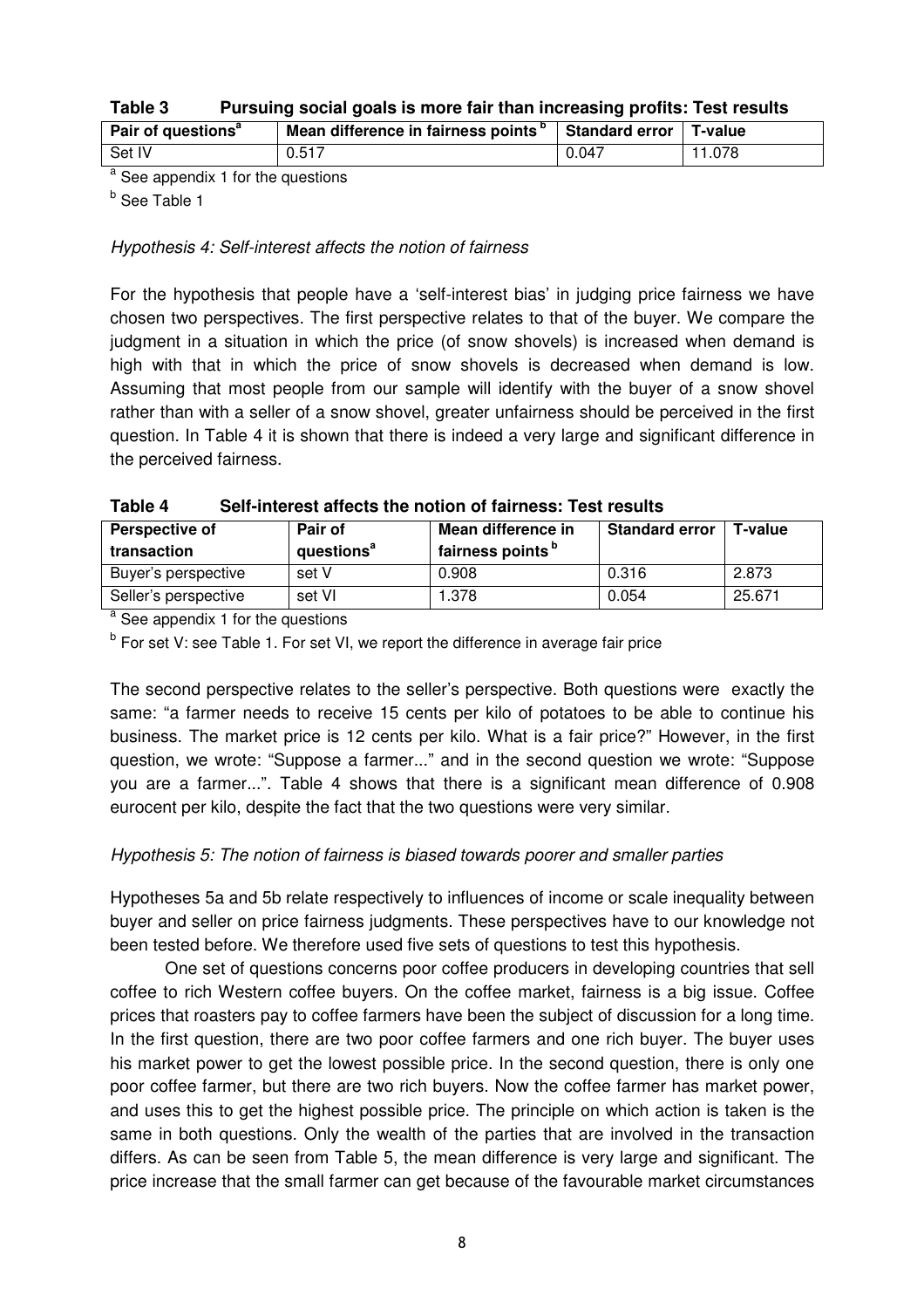**Table 3 Pursuing social goals is more fair than increasing profits: Test results**

| Pair of questions[a] | Mean difference in fairness points[b] | Standard error | T-value |
|---|---|---|---|
| Set IV | 0.517 | 0.047 | 11.078 |

[a] See appendix 1 for the questions

[b] See Table 1

*Hypothesis 4: Self-interest affects the notion of fairness*

For the hypothesis that people have a 'self-interest bias' in judging price fairness we have chosen two perspectives. The first perspective relates to that of the buyer. We compare the judgment in a situation in which the price (of snow shovels) is increased when demand is high with that in which the price of snow shovels is decreased when demand is low. Assuming that most people from our sample will identify with the buyer of a snow shovel rather than with a seller of a snow shovel, greater unfairness should be perceived in the first question. In Table 4 it is shown that there is indeed a very large and significant difference in the perceived fairness.

**Table 4 Self-interest affects the notion of fairness: Test results**

| Perspective of transaction | Pair of questions[a] | Mean difference in fairness points[b] | Standard error | T-value |
|---|---|---|---|---|
| Buyer's perspective | set V | 0.908 | 0.316 | 2.873 |
| Seller's perspective | set VI | 1.378 | 0.054 | 25.671 |

[a] See appendix 1 for the questions

[b] For set V: see Table 1. For set VI, we report the difference in average fair price

The second perspective relates to the seller's perspective. Both questions were exactly the same: "a farmer needs to receive 15 cents per kilo of potatoes to be able to continue his business. The market price is 12 cents per kilo. What is a fair price?" However, in the first question, we wrote: "Suppose a farmer..." and in the second question we wrote: "Suppose you are a farmer...". Table 4 shows that there is a significant mean difference of 0.908 eurocent per kilo, despite the fact that the two questions were very similar.

*Hypothesis 5: The notion of fairness is biased towards poorer and smaller parties*

Hypotheses 5a and 5b relate respectively to influences of income or scale inequality between buyer and seller on price fairness judgments. These perspectives have to our knowledge not been tested before. We therefore used five sets of questions to test this hypothesis.

One set of questions concerns poor coffee producers in developing countries that sell coffee to rich Western coffee buyers. On the coffee market, fairness is a big issue. Coffee prices that roasters pay to coffee farmers have been the subject of discussion for a long time. In the first question, there are two poor coffee farmers and one rich buyer. The buyer uses his market power to get the lowest possible price. In the second question, there is only one poor coffee farmer, but there are two rich buyers. Now the coffee farmer has market power, and uses this to get the highest possible price. The principle on which action is taken is the same in both questions. Only the wealth of the parties that are involved in the transaction differs. As can be seen from Table 5, the mean difference is very large and significant. The price increase that the small farmer can get because of the favourable market circumstances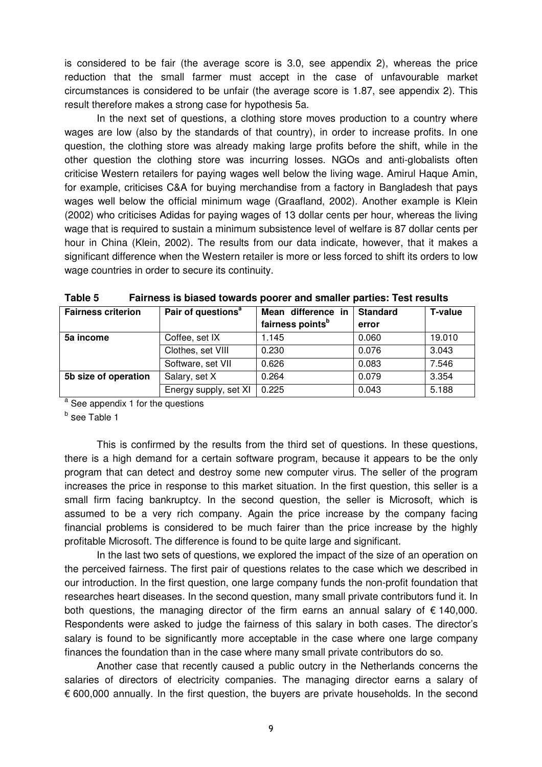is considered to be fair (the average score is 3.0, see appendix 2), whereas the price reduction that the small farmer must accept in the case of unfavourable market circumstances is considered to be unfair (the average score is 1.87, see appendix 2). This result therefore makes a strong case for hypothesis 5a.

In the next set of questions, a clothing store moves production to a country where wages are low (also by the standards of that country), in order to increase profits. In one question, the clothing store was already making large profits before the shift, while in the other question the clothing store was incurring losses. NGOs and anti-globalists often criticise Western retailers for paying wages well below the living wage. Amirul Haque Amin, for example, criticises C&A for buying merchandise from a factory in Bangladesh that pays wages well below the official minimum wage (Graafland, 2002). Another example is Klein (2002) who criticises Adidas for paying wages of 13 dollar cents per hour, whereas the living wage that is required to sustain a minimum subsistence level of welfare is 87 dollar cents per hour in China (Klein, 2002). The results from our data indicate, however, that it makes a significant difference when the Western retailer is more or less forced to shift its orders to low wage countries in order to secure its continuity.

**Table 5 Fairness is biased towards poorer and smaller parties: Test results**

| Fairness criterion | Pair of questions[a] | Mean difference in fairness points[b] | Standard error | T-value |
|---|---|---|---|---|
| **5a income** | Coffee, set IX | 1.145 | 0.060 | 19.010 |
| | Clothes, set VIII | 0.230 | 0.076 | 3.043 |
| | Software, set VII | 0.626 | 0.083 | 7.546 |
| **5b size of operation** | Salary, set X | 0.264 | 0.079 | 3.354 |
| | Energy supply, set XI | 0.225 | 0.043 | 5.188 |

[a] See appendix 1 for the questions

[b] see Table 1

This is confirmed by the results from the third set of questions. In these questions, there is a high demand for a certain software program, because it appears to be the only program that can detect and destroy some new computer virus. The seller of the program increases the price in response to this market situation. In the first question, this seller is a small firm facing bankruptcy. In the second question, the seller is Microsoft, which is assumed to be a very rich company. Again the price increase by the company facing financial problems is considered to be much fairer than the price increase by the highly profitable Microsoft. The difference is found to be quite large and significant.

In the last two sets of questions, we explored the impact of the size of an operation on the perceived fairness. The first pair of questions relates to the case which we described in our introduction. In the first question, one large company funds the non-profit foundation that researches heart diseases. In the second question, many small private contributors fund it. In both questions, the managing director of the firm earns an annual salary of € 140,000. Respondents were asked to judge the fairness of this salary in both cases. The director's salary is found to be significantly more acceptable in the case where one large company finances the foundation than in the case where many small private contributors do so.

Another case that recently caused a public outcry in the Netherlands concerns the salaries of directors of electricity companies. The managing director earns a salary of € 600,000 annually. In the first question, the buyers are private households. In the second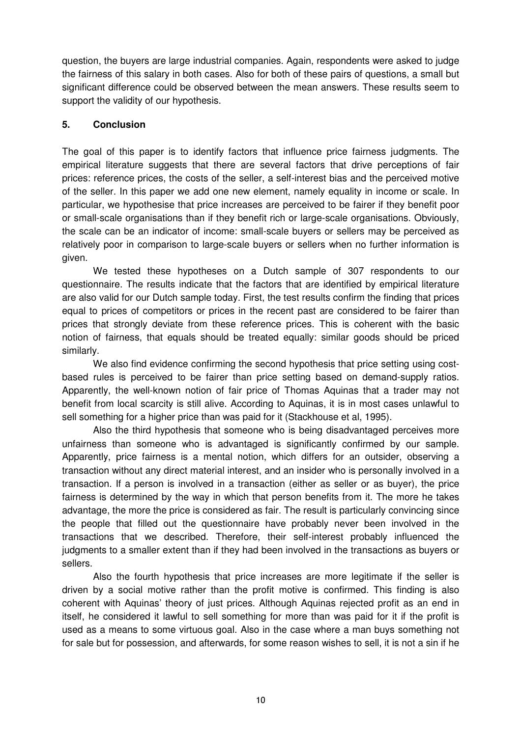question, the buyers are large industrial companies. Again, respondents were asked to judge the fairness of this salary in both cases. Also for both of these pairs of questions, a small but significant difference could be observed between the mean answers. These results seem to support the validity of our hypothesis.

## 5. Conclusion

The goal of this paper is to identify factors that influence price fairness judgments. The empirical literature suggests that there are several factors that drive perceptions of fair prices: reference prices, the costs of the seller, a self-interest bias and the perceived motive of the seller. In this paper we add one new element, namely equality in income or scale. In particular, we hypothesise that price increases are perceived to be fairer if they benefit poor or small-scale organisations than if they benefit rich or large-scale organisations. Obviously, the scale can be an indicator of income: small-scale buyers or sellers may be perceived as relatively poor in comparison to large-scale buyers or sellers when no further information is given.

We tested these hypotheses on a Dutch sample of 307 respondents to our questionnaire. The results indicate that the factors that are identified by empirical literature are also valid for our Dutch sample today. First, the test results confirm the finding that prices equal to prices of competitors or prices in the recent past are considered to be fairer than prices that strongly deviate from these reference prices. This is coherent with the basic notion of fairness, that equals should be treated equally: similar goods should be priced similarly.

We also find evidence confirming the second hypothesis that price setting using cost-based rules is perceived to be fairer than price setting based on demand-supply ratios. Apparently, the well-known notion of fair price of Thomas Aquinas that a trader may not benefit from local scarcity is still alive. According to Aquinas, it is in most cases unlawful to sell something for a higher price than was paid for it (Stackhouse et al, 1995).

Also the third hypothesis that someone who is being disadvantaged perceives more unfairness than someone who is advantaged is significantly confirmed by our sample. Apparently, price fairness is a mental notion, which differs for an outsider, observing a transaction without any direct material interest, and an insider who is personally involved in a transaction. If a person is involved in a transaction (either as seller or as buyer), the price fairness is determined by the way in which that person benefits from it. The more he takes advantage, the more the price is considered as fair. The result is particularly convincing since the people that filled out the questionnaire have probably never been involved in the transactions that we described. Therefore, their self-interest probably influenced the judgments to a smaller extent than if they had been involved in the transactions as buyers or sellers.

Also the fourth hypothesis that price increases are more legitimate if the seller is driven by a social motive rather than the profit motive is confirmed. This finding is also coherent with Aquinas' theory of just prices. Although Aquinas rejected profit as an end in itself, he considered it lawful to sell something for more than was paid for it if the profit is used as a means to some virtuous goal. Also in the case where a man buys something not for sale but for possession, and afterwards, for some reason wishes to sell, it is not a sin if he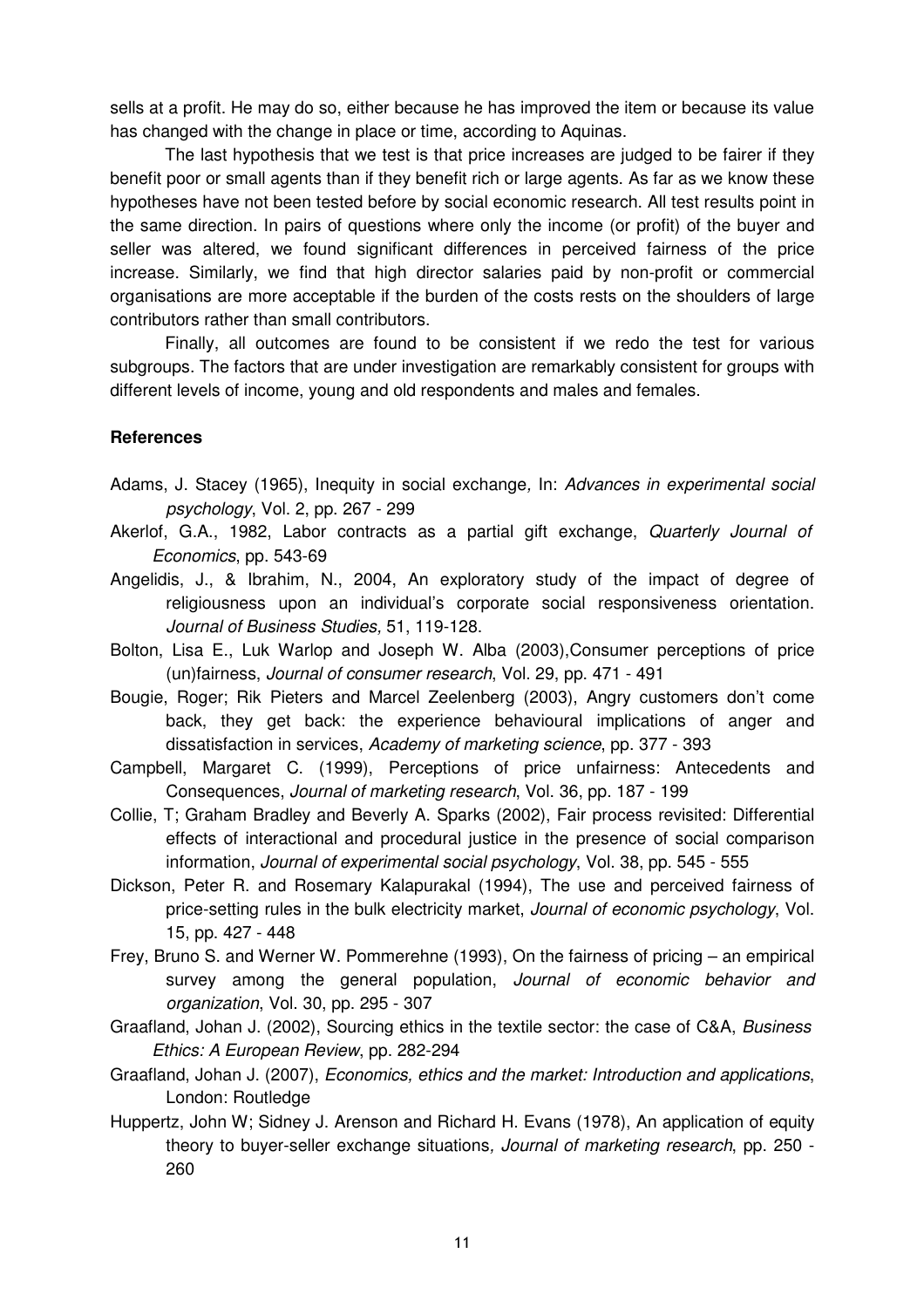sells at a profit. He may do so, either because he has improved the item or because its value has changed with the change in place or time, according to Aquinas.

The last hypothesis that we test is that price increases are judged to be fairer if they benefit poor or small agents than if they benefit rich or large agents. As far as we know these hypotheses have not been tested before by social economic research. All test results point in the same direction. In pairs of questions where only the income (or profit) of the buyer and seller was altered, we found significant differences in perceived fairness of the price increase. Similarly, we find that high director salaries paid by non-profit or commercial organisations are more acceptable if the burden of the costs rests on the shoulders of large contributors rather than small contributors.

Finally, all outcomes are found to be consistent if we redo the test for various subgroups. The factors that are under investigation are remarkably consistent for groups with different levels of income, young and old respondents and males and females.

**References**

Adams, J. Stacey (1965), Inequity in social exchange, In: *Advances in experimental social psychology*, Vol. 2, pp. 267 - 299

Akerlof, G.A., 1982, Labor contracts as a partial gift exchange, *Quarterly Journal of Economics*, pp. 543-69

Angelidis, J., & Ibrahim, N., 2004, An exploratory study of the impact of degree of religiousness upon an individual's corporate social responsiveness orientation. *Journal of Business Studies,* 51, 119-128.

Bolton, Lisa E., Luk Warlop and Joseph W. Alba (2003),Consumer perceptions of price (un)fairness, *Journal of consumer research*, Vol. 29, pp. 471 - 491

Bougie, Roger; Rik Pieters and Marcel Zeelenberg (2003), Angry customers don't come back, they get back: the experience behavioural implications of anger and dissatisfaction in services, *Academy of marketing science*, pp. 377 - 393

Campbell, Margaret C. (1999), Perceptions of price unfairness: Antecedents and Consequences, *Journal of marketing research*, Vol. 36, pp. 187 - 199

Collie, T; Graham Bradley and Beverly A. Sparks (2002), Fair process revisited: Differential effects of interactional and procedural justice in the presence of social comparison information, *Journal of experimental social psychology*, Vol. 38, pp. 545 - 555

Dickson, Peter R. and Rosemary Kalapurakal (1994), The use and perceived fairness of price-setting rules in the bulk electricity market, *Journal of economic psychology*, Vol. 15, pp. 427 - 448

Frey, Bruno S. and Werner W. Pommerehne (1993), On the fairness of pricing – an empirical survey among the general population, *Journal of economic behavior and organization*, Vol. 30, pp. 295 - 307

Graafland, Johan J. (2002), Sourcing ethics in the textile sector: the case of C&A, *Business Ethics: A European Review*, pp. 282-294

Graafland, Johan J. (2007), *Economics, ethics and the market: Introduction and applications*, London: Routledge

Huppertz, John W; Sidney J. Arenson and Richard H. Evans (1978), An application of equity theory to buyer-seller exchange situations*, Journal of marketing research*, pp. 250 - 260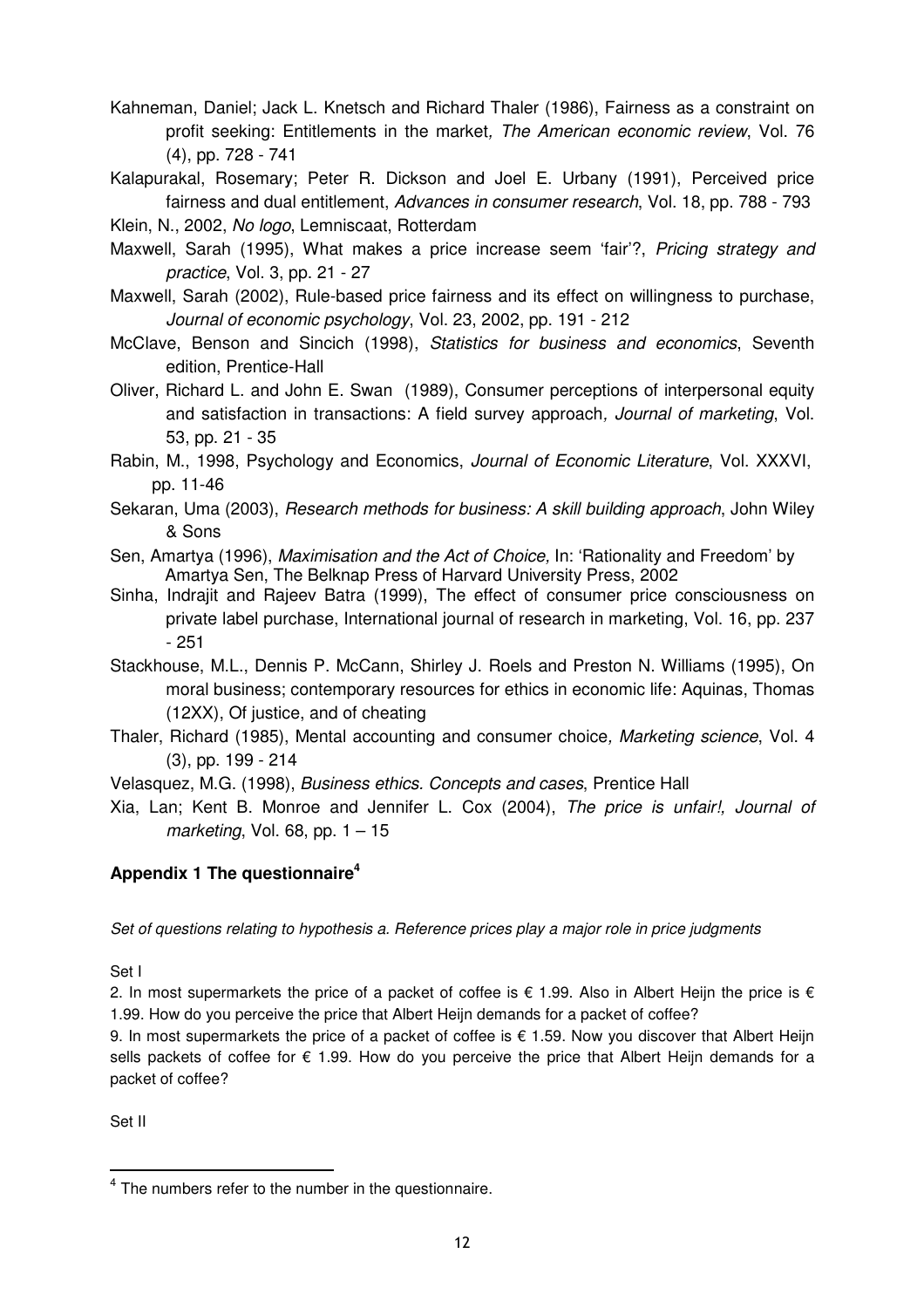Kahneman, Daniel; Jack L. Knetsch and Richard Thaler (1986), Fairness as a constraint on profit seeking: Entitlements in the market*, The American economic review*, Vol. 76 (4), pp. 728 - 741

Kalapurakal, Rosemary; Peter R. Dickson and Joel E. Urbany (1991), Perceived price fairness and dual entitlement, *Advances in consumer research*, Vol. 18, pp. 788 - 793

Klein, N., 2002, *No logo*, Lemniscaat, Rotterdam

Maxwell, Sarah (1995), What makes a price increase seem 'fair'?, *Pricing strategy and practice*, Vol. 3, pp. 21 - 27

Maxwell, Sarah (2002), Rule-based price fairness and its effect on willingness to purchase, *Journal of economic psychology*, Vol. 23, 2002, pp. 191 - 212

McClave, Benson and Sincich (1998), *Statistics for business and economics*, Seventh edition, Prentice-Hall

Oliver, Richard L. and John E. Swan (1989), Consumer perceptions of interpersonal equity and satisfaction in transactions: A field survey approach*, Journal of marketing*, Vol. 53, pp. 21 - 35

Rabin, M., 1998, Psychology and Economics, *Journal of Economic Literature*, Vol. XXXVI, pp. 11-46

Sekaran, Uma (2003), *Research methods for business: A skill building approach*, John Wiley & Sons

Sen, Amartya (1996), *Maximisation and the Act of Choice,* In: 'Rationality and Freedom' by Amartya Sen, The Belknap Press of Harvard University Press, 2002

Sinha, Indrajit and Rajeev Batra (1999), The effect of consumer price consciousness on private label purchase, International journal of research in marketing, Vol. 16, pp. 237 - 251

Stackhouse, M.L., Dennis P. McCann, Shirley J. Roels and Preston N. Williams (1995), On moral business; contemporary resources for ethics in economic life: Aquinas, Thomas (12XX), Of justice, and of cheating

Thaler, Richard (1985), Mental accounting and consumer choice*, Marketing science*, Vol. 4 (3), pp. 199 - 214

Velasquez, M.G. (1998), *Business ethics. Concepts and cases*, Prentice Hall

Xia, Lan; Kent B. Monroe and Jennifer L. Cox (2004), *The price is unfair!, Journal of marketing*, Vol. 68, pp. 1 – 15

## Appendix 1 The questionnaire[4]

*Set of questions relating to hypothesis a. Reference prices play a major role in price judgments*

Set I

2. In most supermarkets the price of a packet of coffee is € 1.99. Also in Albert Heijn the price is € 1.99. How do you perceive the price that Albert Heijn demands for a packet of coffee?

9. In most supermarkets the price of a packet of coffee is € 1.59. Now you discover that Albert Heijn sells packets of coffee for € 1.99. How do you perceive the price that Albert Heijn demands for a packet of coffee?

Set II

[4] The numbers refer to the number in the questionnaire.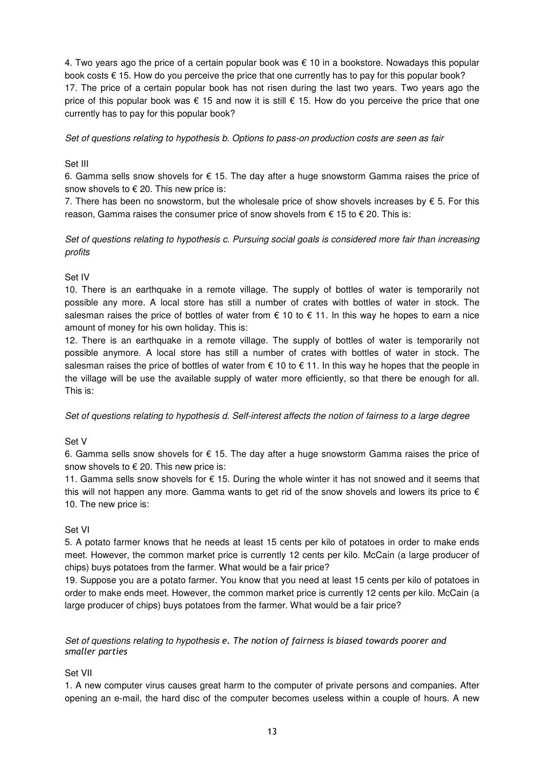4. Two years ago the price of a certain popular book was € 10 in a bookstore. Nowadays this popular book costs € 15. How do you perceive the price that one currently has to pay for this popular book?
17. The price of a certain popular book has not risen during the last two years. Two years ago the price of this popular book was € 15 and now it is still € 15. How do you perceive the price that one currently has to pay for this popular book?

*Set of questions relating to hypothesis b. Options to pass-on production costs are seen as fair*

Set III

6. Gamma sells snow shovels for € 15. The day after a huge snowstorm Gamma raises the price of snow shovels to € 20. This new price is:

7. There has been no snowstorm, but the wholesale price of show shovels increases by € 5. For this reason, Gamma raises the consumer price of snow shovels from € 15 to € 20. This is:

*Set of questions relating to hypothesis c. Pursuing social goals is considered more fair than increasing profits*

Set IV

10. There is an earthquake in a remote village. The supply of bottles of water is temporarily not possible any more. A local store has still a number of crates with bottles of water in stock. The salesman raises the price of bottles of water from € 10 to € 11. In this way he hopes to earn a nice amount of money for his own holiday. This is:

12. There is an earthquake in a remote village. The supply of bottles of water is temporarily not possible anymore. A local store has still a number of crates with bottles of water in stock. The salesman raises the price of bottles of water from € 10 to € 11. In this way he hopes that the people in the village will be use the available supply of water more efficiently, so that there be enough for all. This is:

*Set of questions relating to hypothesis d. Self-interest affects the notion of fairness to a large degree*

Set V

6. Gamma sells snow shovels for € 15. The day after a huge snowstorm Gamma raises the price of snow shovels to € 20. This new price is:

11. Gamma sells snow shovels for € 15. During the whole winter it has not snowed and it seems that this will not happen any more. Gamma wants to get rid of the snow shovels and lowers its price to € 10. The new price is:

Set VI

5. A potato farmer knows that he needs at least 15 cents per kilo of potatoes in order to make ends meet. However, the common market price is currently 12 cents per kilo. McCain (a large producer of chips) buys potatoes from the farmer. What would be a fair price?

19. Suppose you are a potato farmer. You know that you need at least 15 cents per kilo of potatoes in order to make ends meet. However, the common market price is currently 12 cents per kilo. McCain (a large producer of chips) buys potatoes from the farmer. What would be a fair price?

*Set of questions relating to hypothesis e. The notion of fairness is biased towards poorer and smaller parties*

Set VII

1. A new computer virus causes great harm to the computer of private persons and companies. After opening an e-mail, the hard disc of the computer becomes useless within a couple of hours. A new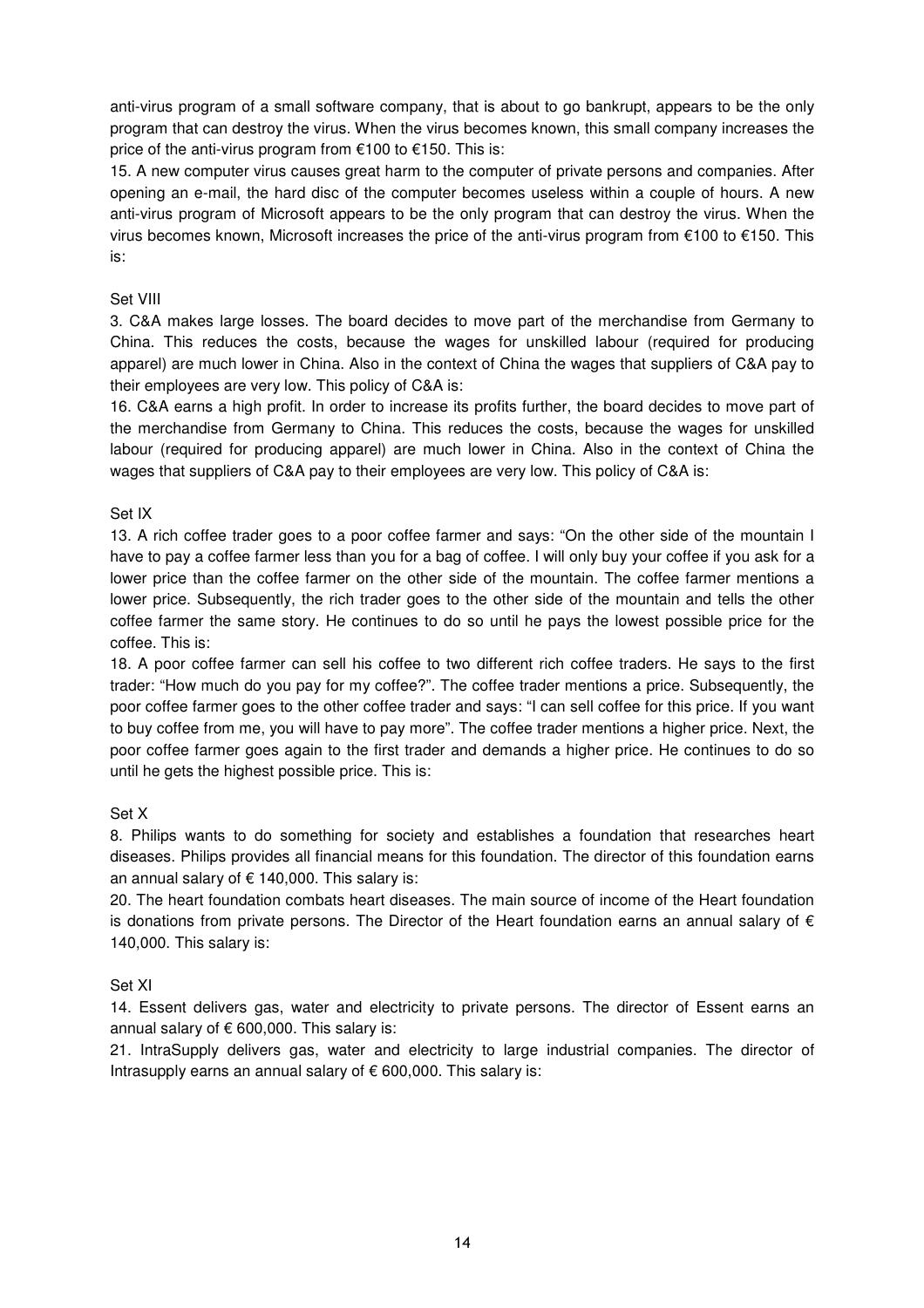anti-virus program of a small software company, that is about to go bankrupt, appears to be the only program that can destroy the virus. When the virus becomes known, this small company increases the price of the anti-virus program from €100 to €150. This is:

15. A new computer virus causes great harm to the computer of private persons and companies. After opening an e-mail, the hard disc of the computer becomes useless within a couple of hours. A new anti-virus program of Microsoft appears to be the only program that can destroy the virus. When the virus becomes known, Microsoft increases the price of the anti-virus program from €100 to €150. This is:

Set VIII

3. C&A makes large losses. The board decides to move part of the merchandise from Germany to China. This reduces the costs, because the wages for unskilled labour (required for producing apparel) are much lower in China. Also in the context of China the wages that suppliers of C&A pay to their employees are very low. This policy of C&A is:

16. C&A earns a high profit. In order to increase its profits further, the board decides to move part of the merchandise from Germany to China. This reduces the costs, because the wages for unskilled labour (required for producing apparel) are much lower in China. Also in the context of China the wages that suppliers of C&A pay to their employees are very low. This policy of C&A is:

Set IX

13. A rich coffee trader goes to a poor coffee farmer and says: "On the other side of the mountain I have to pay a coffee farmer less than you for a bag of coffee. I will only buy your coffee if you ask for a lower price than the coffee farmer on the other side of the mountain. The coffee farmer mentions a lower price. Subsequently, the rich trader goes to the other side of the mountain and tells the other coffee farmer the same story. He continues to do so until he pays the lowest possible price for the coffee. This is:

18. A poor coffee farmer can sell his coffee to two different rich coffee traders. He says to the first trader: "How much do you pay for my coffee?". The coffee trader mentions a price. Subsequently, the poor coffee farmer goes to the other coffee trader and says: "I can sell coffee for this price. If you want to buy coffee from me, you will have to pay more". The coffee trader mentions a higher price. Next, the poor coffee farmer goes again to the first trader and demands a higher price. He continues to do so until he gets the highest possible price. This is:

Set X

8. Philips wants to do something for society and establishes a foundation that researches heart diseases. Philips provides all financial means for this foundation. The director of this foundation earns an annual salary of € 140,000. This salary is:

20. The heart foundation combats heart diseases. The main source of income of the Heart foundation is donations from private persons. The Director of the Heart foundation earns an annual salary of € 140,000. This salary is:

Set XI

14. Essent delivers gas, water and electricity to private persons. The director of Essent earns an annual salary of € 600,000. This salary is:

21. IntraSupply delivers gas, water and electricity to large industrial companies. The director of Intrasupply earns an annual salary of € 600,000. This salary is: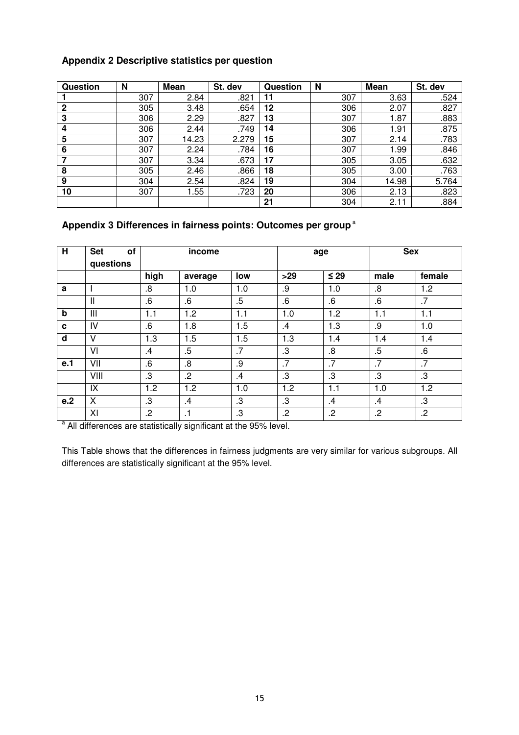### Appendix 2 Descriptive statistics per question

| Question | N | Mean | St. dev | Question | N | Mean | St. dev |
|---|---|---|---|---|---|---|---|
| **1** | 307 | 2.84 | .821 | **11** | 307 | 3.63 | .524 |
| **2** | 305 | 3.48 | .654 | **12** | 306 | 2.07 | .827 |
| **3** | 306 | 2.29 | .827 | **13** | 307 | 1.87 | .883 |
| **4** | 306 | 2.44 | .749 | **14** | 306 | 1.91 | .875 |
| **5** | 307 | 14.23 | 2.279 | **15** | 307 | 2.14 | .783 |
| **6** | 307 | 2.24 | .784 | **16** | 307 | 1.99 | .846 |
| **7** | 307 | 3.34 | .673 | **17** | 305 | 3.05 | .632 |
| **8** | 305 | 2.46 | .866 | **18** | 305 | 3.00 | .763 |
| **9** | 304 | 2.54 | .824 | **19** | 304 | 14.98 | 5.764 |
| **10** | 307 | 1.55 | .723 | **20** | 306 | 2.13 | .823 |
| | | | | **21** | 304 | 2.11 | .884 |

### Appendix 3 Differences in fairness points: Outcomes per group [a]

| H | Set of questions | income | | | age | | Sex | |
|---|---|---|---|---|---|---|---|---|
| | | **high** | **average** | **low** | **>29** | **≤ 29** | **male** | **female** |
| **a** | I | .8 | 1.0 | 1.0 | .9 | 1.0 | .8 | 1.2 |
| | II | .6 | .6 | .5 | .6 | .6 | .6 | .7 |
| **b** | III | 1.1 | 1.2 | 1.1 | 1.0 | 1.2 | 1.1 | 1.1 |
| **c** | IV | .6 | 1.8 | 1.5 | .4 | 1.3 | .9 | 1.0 |
| **d** | V | 1.3 | 1.5 | 1.5 | 1.3 | 1.4 | 1.4 | 1.4 |
| | VI | .4 | .5 | .7 | .3 | .8 | .5 | .6 |
| **e.1** | VII | .6 | .8 | .9 | .7 | .7 | .7 | .7 |
| | VIII | .3 | .2 | .4 | .3 | .3 | .3 | .3 |
| | IX | 1.2 | 1.2 | 1.0 | 1.2 | 1.1 | 1.0 | 1.2 |
| **e.2** | X | .3 | .4 | .3 | .3 | .4 | .4 | .3 |
| | XI | .2 | .1 | .3 | .2 | .2 | .2 | .2 |

[a] All differences are statistically significant at the 95% level.

This Table shows that the differences in fairness judgments are very similar for various subgroups. All differences are statistically significant at the 95% level.